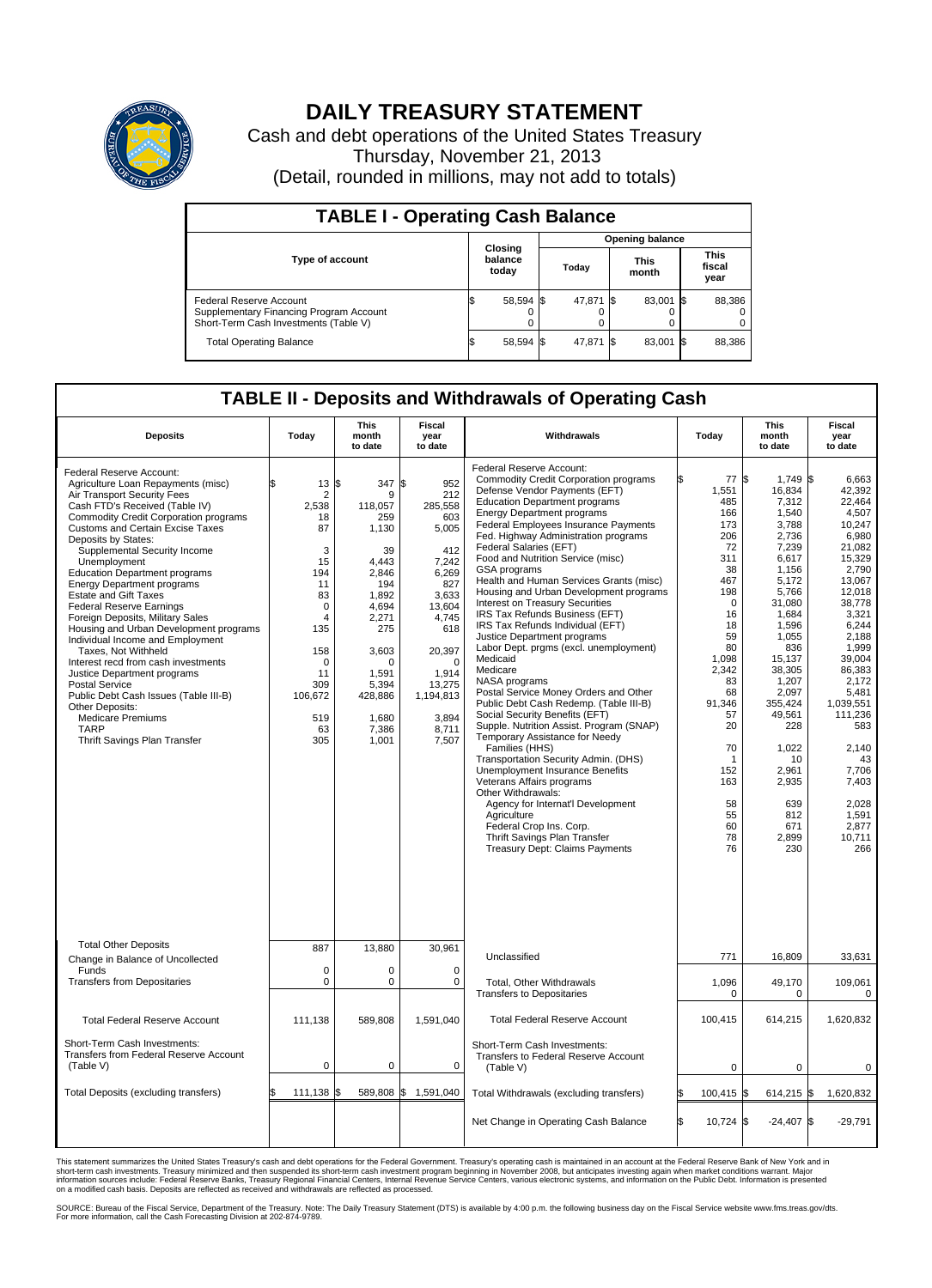# DAILY TREASURY STATEMENT

Cash and debt operations of the United States Treasury

Thursday, November 21, 2013

(Detail, rounded in millions, may not add to totals)

| TABLE I - Operating Cash Balance | | | | |
|---|---|---|---|---|
| Type of account | Closing balance today | Opening balance | | |
| | | Today | This month | This fiscal year |
| Federal Reserve Account | $ 58,594 | $ 47,871 | $ 83,001 | $ 88,386 |
| Supplementary Financing Program Account | 0 | 0 | 0 | 0 |
| Short-Term Cash Investments (Table V) | 0 | 0 | 0 | 0 |
| Total Operating Balance | $ 58,594 | $ 47,871 | $ 83,001 | $ 88,386 |

## TABLE II - Deposits and Withdrawals of Operating Cash

| Deposits | Today | This month to date | Fiscal year to date | Withdrawals | Today | This month to date | Fiscal year to date |
|---|---|---|---|---|---|---|---|
| Federal Reserve Account: | | | | Federal Reserve Account: | | | |
| Agriculture Loan Repayments (misc) | $ 13 | $ 347 | $ 952 | Commodity Credit Corporation programs | $ 77 | $ 1,749 | $ 6,663 |
| Air Transport Security Fees | 2 | 9 | 212 | Defense Vendor Payments (EFT) | 1,551 | 16,834 | 42,392 |
| Cash FTD's Received (Table IV) | 2,538 | 118,057 | 285,558 | Education Department programs | 485 | 7,312 | 22,464 |
| Commodity Credit Corporation programs | 18 | 259 | 603 | Energy Department programs | 166 | 1,540 | 4,507 |
| Customs and Certain Excise Taxes | 87 | 1,130 | 5,005 | Federal Employees Insurance Payments | 173 | 3,788 | 10,247 |
| Deposits by States: | | | | Fed. Highway Administration programs | 206 | 2,736 | 6,980 |
| Supplemental Security Income | 3 | 39 | 412 | Federal Salaries (EFT) | 72 | 7,239 | 21,082 |
| Unemployment | 15 | 4,443 | 7,242 | Food and Nutrition Service (misc) | 311 | 6,617 | 15,329 |
| Education Department programs | 194 | 2,846 | 6,269 | GSA programs | 38 | 1,156 | 2,790 |
| Energy Department programs | 11 | 194 | 827 | Health and Human Services Grants (misc) | 467 | 5,172 | 13,067 |
| Estate and Gift Taxes | 83 | 1,892 | 3,633 | Housing and Urban Development programs | 198 | 5,766 | 12,018 |
| Federal Reserve Earnings | 0 | 4,694 | 13,604 | Interest on Treasury Securities | 0 | 31,080 | 38,778 |
| Foreign Deposits, Military Sales | 4 | 2,271 | 4,745 | IRS Tax Refunds Business (EFT) | 16 | 1,684 | 3,321 |
| Housing and Urban Development programs | 135 | 275 | 618 | IRS Tax Refunds Individual (EFT) | 18 | 1,596 | 6,244 |
| Individual Income and Employment | | | | Justice Department programs | 59 | 1,055 | 2,188 |
| Taxes, Not Withheld | 158 | 3,603 | 20,397 | Labor Dept. prgms (excl. unemployment) | 80 | 836 | 1,999 |
| Interest recd from cash investments | 0 | 0 | 0 | Medicaid | 1,098 | 15,137 | 39,004 |
| Justice Department programs | 11 | 1,591 | 1,914 | Medicare | 2,342 | 38,305 | 86,383 |
| Postal Service | 309 | 5,394 | 13,275 | NASA programs | 83 | 1,207 | 2,172 |
| Public Debt Cash Issues (Table III-B) | 106,672 | 428,886 | 1,194,813 | Postal Service Money Orders and Other | 68 | 2,097 | 5,481 |
| Other Deposits: | | | | Public Debt Cash Redemp. (Table III-B) | 91,346 | 355,424 | 1,039,551 |
| Medicare Premiums | 519 | 1,680 | 3,894 | Social Security Benefits (EFT) | 57 | 49,561 | 111,236 |
| TARP | 63 | 7,386 | 8,711 | Supple. Nutrition Assist. Program (SNAP) | 20 | 228 | 583 |
| Thrift Savings Plan Transfer | 305 | 1,001 | 7,507 | Temporary Assistance for Needy Families (HHS) | 70 | 1,022 | 2,140 |
| | | | | Transportation Security Admin. (DHS) | 1 | 10 | 43 |
| | | | | Unemployment Insurance Benefits | 152 | 2,961 | 7,706 |
| | | | | Veterans Affairs programs | 163 | 2,935 | 7,403 |
| | | | | Other Withdrawals: | | | |
| | | | | Agency for Internat'l Development | 58 | 639 | 2,028 |
| | | | | Agriculture | 55 | 812 | 1,591 |
| | | | | Federal Crop Ins. Corp. | 60 | 671 | 2,877 |
| | | | | Thrift Savings Plan Transfer | 78 | 2,899 | 10,711 |
| | | | | Treasury Dept: Claims Payments | 76 | 230 | 266 |
| Total Other Deposits | 887 | 13,880 | 30,961 | Unclassified | 771 | 16,809 | 33,631 |
| Change in Balance of Uncollected Funds | 0 | 0 | 0 | | | | |
| Transfers from Depositaries | 0 | 0 | 0 | Total, Other Withdrawals | 1,096 | 49,170 | 109,061 |
| | | | | Transfers to Depositaries | 0 | 0 | 0 |
| Total Federal Reserve Account | 111,138 | 589,808 | 1,591,040 | Total Federal Reserve Account | 100,415 | 614,215 | 1,620,832 |
| Short-Term Cash Investments: | | | | Short-Term Cash Investments: | | | |
| Transfers from Federal Reserve Account (Table V) | 0 | 0 | 0 | Transfers to Federal Reserve Account (Table V) | 0 | 0 | 0 |
| Total Deposits (excluding transfers) | $ 111,138 | $ 589,808 | $ 1,591,040 | Total Withdrawals (excluding transfers) | $ 100,415 | $ 614,215 | $ 1,620,832 |
| | | | | Net Change in Operating Cash Balance | $ 10,724 | $ -24,407 | $ -29,791 |

This statement summarizes the United States Treasury's cash and debt operations for the Federal Government. Treasury's operating cash is maintained in an account at the Federal Reserve Bank of New York and in short-term cash investments. Treasury minimized and then suspended its short-term cash investment program beginning in November 2008, but anticipates investing again when market conditions warrant. Major information sources include: Federal Reserve Banks, Treasury Regional Financial Centers, Internal Revenue Service Centers, various electronic systems, and information on the Public Debt. Information is presented on a modified cash basis. Deposits are reflected as received and withdrawals are reflected as processed.

SOURCE: Bureau of the Fiscal Service, Department of the Treasury. Note: The Daily Treasury Statement (DTS) is available by 4:00 p.m. the following business day on the Fiscal Service website www.fms.treas.gov/dts. For more information, call the Cash Forecasting Division at 202-874-9789.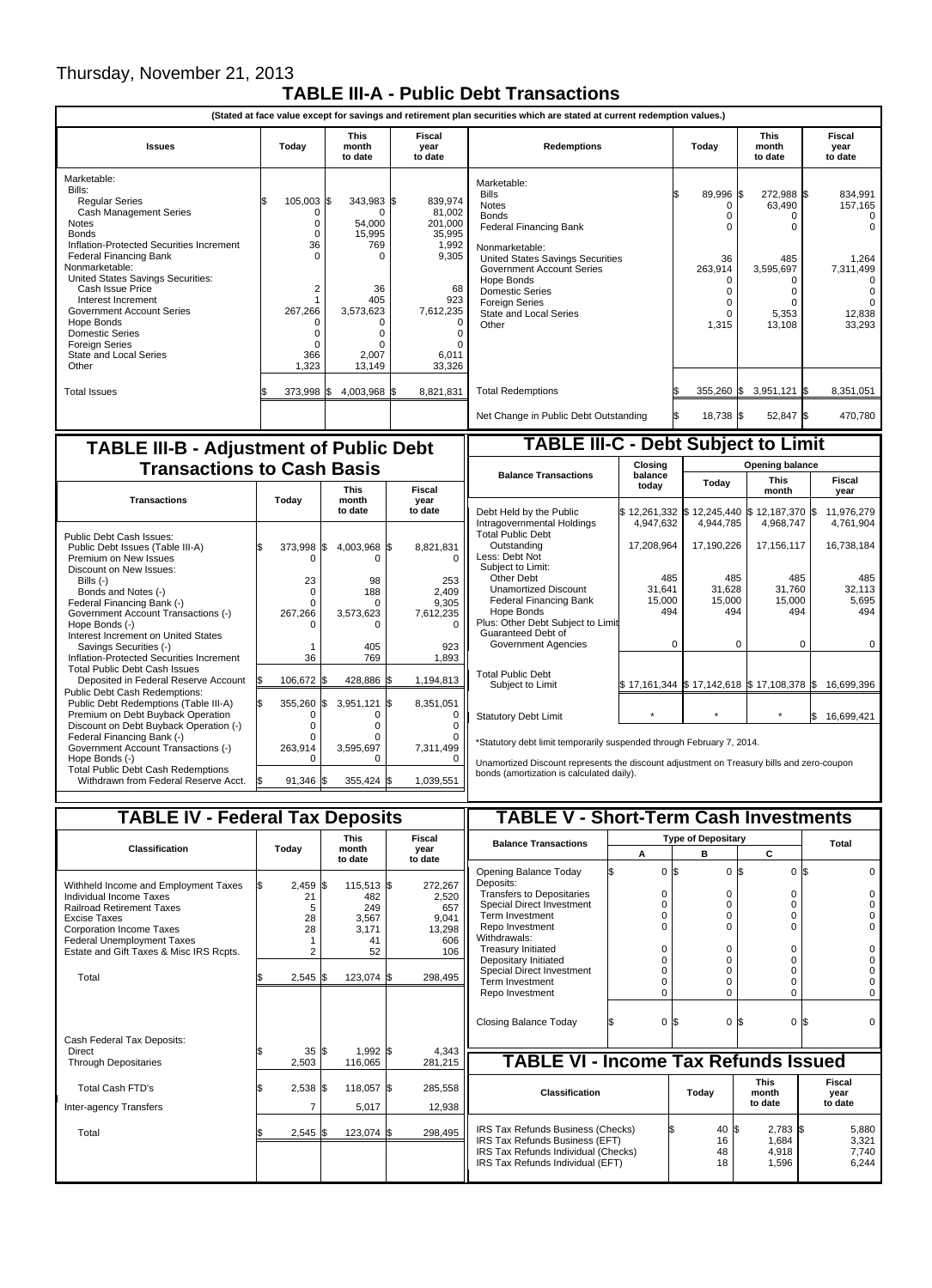Thursday, November 21, 2013

# TABLE III-A - Public Debt Transactions

(Stated at face value except for savings and retirement plan securities which are stated at current redemption values.)

| Issues | Today | This month to date | Fiscal year to date |
|---|---|---|---|
| Marketable: | | | |
| Bills: | | | |
| Regular Series | $ 105,003 | $ 343,983 | $ 839,974 |
| Cash Management Series | 0 | 0 | 81,002 |
| Notes | 0 | 54,000 | 201,000 |
| Bonds | 0 | 15,995 | 35,995 |
| Inflation-Protected Securities Increment | 36 | 769 | 1,992 |
| Federal Financing Bank | 0 | 0 | 9,305 |
| Nonmarketable: | | | |
| United States Savings Securities: | | | |
| Cash Issue Price | 2 | 36 | 68 |
| Interest Increment | 1 | 405 | 923 |
| Government Account Series | 267,266 | 3,573,623 | 7,612,235 |
| Hope Bonds | 0 | 0 | 0 |
| Domestic Series | 0 | 0 | 0 |
| Foreign Series | 0 | 0 | 0 |
| State and Local Series | 366 | 2,007 | 6,011 |
| Other | 1,323 | 13,149 | 33,326 |
| Total Issues | $ 373,998 | $ 4,003,968 | $ 8,821,831 |

| Redemptions | Today | This month to date | Fiscal year to date |
|---|---|---|---|
| Marketable: | | | |
| Bills | $ 89,996 | $ 272,988 | $ 834,991 |
| Notes | 0 | 63,490 | 157,165 |
| Bonds | 0 | 0 | 0 |
| Federal Financing Bank | 0 | 0 | 0 |
| Nonmarketable: | | | |
| United States Savings Securities | 36 | 485 | 1,264 |
| Government Account Series | 263,914 | 3,595,697 | 7,311,499 |
| Hope Bonds | 0 | 0 | 0 |
| Domestic Series | 0 | 0 | 0 |
| Foreign Series | 0 | 0 | 0 |
| State and Local Series | 0 | 5,353 | 12,838 |
| Other | 1,315 | 13,108 | 33,293 |
| Total Redemptions | $ 355,260 | $ 3,951,121 | $ 8,351,051 |
| Net Change in Public Debt Outstanding | $ 18,738 | $ 52,847 | $ 470,780 |

# TABLE III-B - Adjustment of Public Debt Transactions to Cash Basis

| Transactions | Today | This month to date | Fiscal year to date |
|---|---|---|---|
| Public Debt Cash Issues: | | | |
| Public Debt Issues (Table III-A) | $ 373,998 | $ 4,003,968 | $ 8,821,831 |
| Premium on New Issues | 0 | 0 | 0 |
| Discount on New Issues: | | | |
| Bills (-) | 23 | 98 | 253 |
| Bonds and Notes (-) | 0 | 188 | 2,409 |
| Federal Financing Bank (-) | 0 | 0 | 9,305 |
| Government Account Transactions (-) | 267,266 | 3,573,623 | 7,612,235 |
| Hope Bonds (-) | 0 | 0 | 0 |
| Interest Increment on United States Savings Securities (-) | 1 | 405 | 923 |
| Inflation-Protected Securities Increment | 36 | 769 | 1,893 |
| Total Public Debt Cash Issues Deposited in Federal Reserve Account | $ 106,672 | $ 428,886 | $ 1,194,813 |
| Public Debt Cash Redemptions: | | | |
| Public Debt Redemptions (Table III-A) | $ 355,260 | $ 3,951,121 | $ 8,351,051 |
| Premium on Debt Buyback Operation | 0 | 0 | 0 |
| Discount on Debt Buyback Operation (-) | 0 | 0 | 0 |
| Federal Financing Bank (-) | 0 | 0 | 0 |
| Government Account Transactions (-) | 263,914 | 3,595,697 | 7,311,499 |
| Hope Bonds (-) | 0 | 0 | 0 |
| Total Public Debt Cash Redemptions Withdrawn from Federal Reserve Acct. | $ 91,346 | $ 355,424 | $ 1,039,551 |

# TABLE III-C - Debt Subject to Limit

| Balance Transactions | Closing balance today | Opening balance Today | Opening balance This month | Opening balance Fiscal year |
|---|---|---|---|---|
| Debt Held by the Public | $ 12,261,332 | $ 12,245,440 | $ 12,187,370 | $ 11,976,279 |
| Intragovernmental Holdings | 4,947,632 | 4,944,785 | 4,968,747 | 4,761,904 |
| Total Public Debt Outstanding | 17,208,964 | 17,190,226 | 17,156,117 | 16,738,184 |
| Less: Debt Not Subject to Limit: | | | | |
| Other Debt | 485 | 485 | 485 | 485 |
| Unamortized Discount | 31,641 | 31,628 | 31,760 | 32,113 |
| Federal Financing Bank | 15,000 | 15,000 | 15,000 | 5,695 |
| Hope Bonds | 494 | 494 | 494 | 494 |
| Plus: Other Debt Subject to Limit | | | | |
| Guaranteed Debt of Government Agencies | 0 | 0 | 0 | 0 |
| Total Public Debt Subject to Limit | $ 17,161,344 | $ 17,142,618 | $ 17,108,378 | $ 16,699,396 |
| Statutory Debt Limit | * | * | * | $ 16,699,421 |

*Statutory debt limit temporarily suspended through February 7, 2014.

Unamortized Discount represents the discount adjustment on Treasury bills and zero-coupon bonds (amortization is calculated daily).

# TABLE IV - Federal Tax Deposits

| Classification | Today | This month to date | Fiscal year to date |
|---|---|---|---|
| Withheld Income and Employment Taxes | $ 2,459 | $ 115,513 | $ 272,267 |
| Individual Income Taxes | 21 | 482 | 2,520 |
| Railroad Retirement Taxes | 5 | 249 | 657 |
| Excise Taxes | 28 | 3,567 | 9,041 |
| Corporation Income Taxes | 28 | 3,171 | 13,298 |
| Federal Unemployment Taxes | 1 | 41 | 606 |
| Estate and Gift Taxes & Misc IRS Rcpts. | 2 | 52 | 106 |
| Total | $ 2,545 | $ 123,074 | $ 298,495 |
| Cash Federal Tax Deposits: | | | |
| Direct | $ 35 | $ 1,992 | $ 4,343 |
| Through Depositaries | 2,503 | 116,065 | 281,215 |
| Total Cash FTD's | $ 2,538 | $ 118,057 | $ 285,558 |
| Inter-agency Transfers | 7 | 5,017 | 12,938 |
| Total | $ 2,545 | $ 123,074 | $ 298,495 |

# TABLE V - Short-Term Cash Investments

| Balance Transactions | Type of Depositary A | B | C | Total |
|---|---|---|---|---|
| Opening Balance Today | $ 0 | $ 0 | $ 0 | $ 0 |
| Deposits: | | | | |
| Transfers to Depositaries | 0 | 0 | 0 | 0 |
| Special Direct Investment | 0 | 0 | 0 | 0 |
| Term Investment | 0 | 0 | 0 | 0 |
| Repo Investment | 0 | 0 | 0 | 0 |
| Withdrawals: | | | | |
| Treasury Initiated | 0 | 0 | 0 | 0 |
| Depositary Initiated | 0 | 0 | 0 | 0 |
| Special Direct Investment | 0 | 0 | 0 | 0 |
| Term Investment | 0 | 0 | 0 | 0 |
| Repo Investment | 0 | 0 | 0 | 0 |
| Closing Balance Today | $ 0 | $ 0 | $ 0 | $ 0 |

# TABLE VI - Income Tax Refunds Issued

| Classification | Today | This month to date | Fiscal year to date |
|---|---|---|---|
| IRS Tax Refunds Business (Checks) | $ 40 | $ 2,783 | $ 5,880 |
| IRS Tax Refunds Business (EFT) | 16 | 1,684 | 3,321 |
| IRS Tax Refunds Individual (Checks) | 48 | 4,918 | 7,740 |
| IRS Tax Refunds Individual (EFT) | 18 | 1,596 | 6,244 |